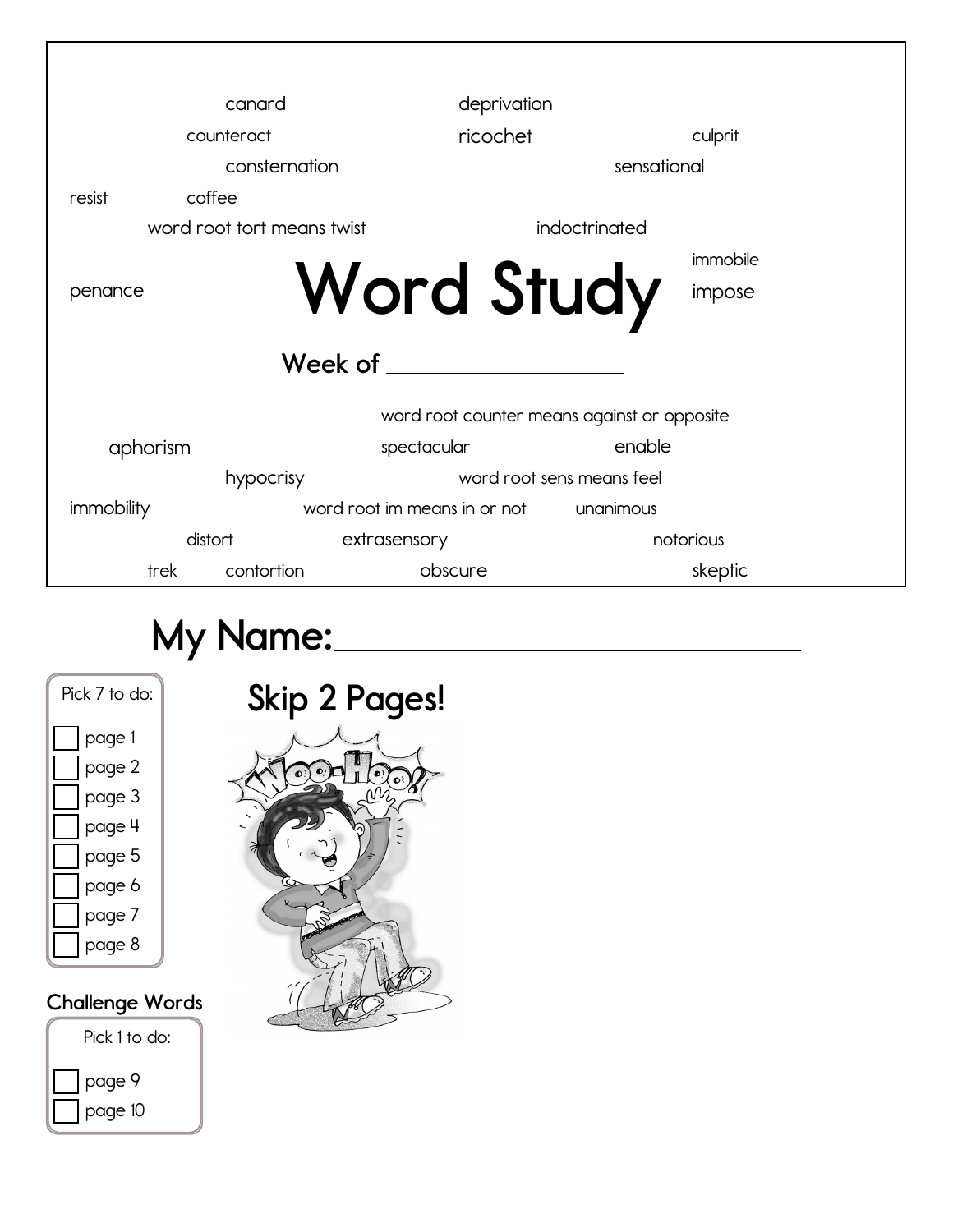canard deprivation
counteract ricochet culprit
consternation sensational
resist coffee
word root tort means twist indoctrinated
immobile
penance

# Word Study

impose

**Week of** ____________________

word root counter means against or opposite
aphorism spectacular enable
hypocrisy word root sens means feel
immobility word root im means in or not unanimous
distort extrasensory notorious
trek contortion obscure skeptic

## My Name: ______________________________

Pick 7 to do:

- [ ] page 1
- [ ] page 2
- [ ] page 3
- [ ] page 4
- [ ] page 5
- [ ] page 6
- [ ] page 7
- [ ] page 8

### Skip 2 Pages!

Woo-Hoo!

### Challenge Words

Pick 1 to do:

- [ ] page 9
- [ ] page 10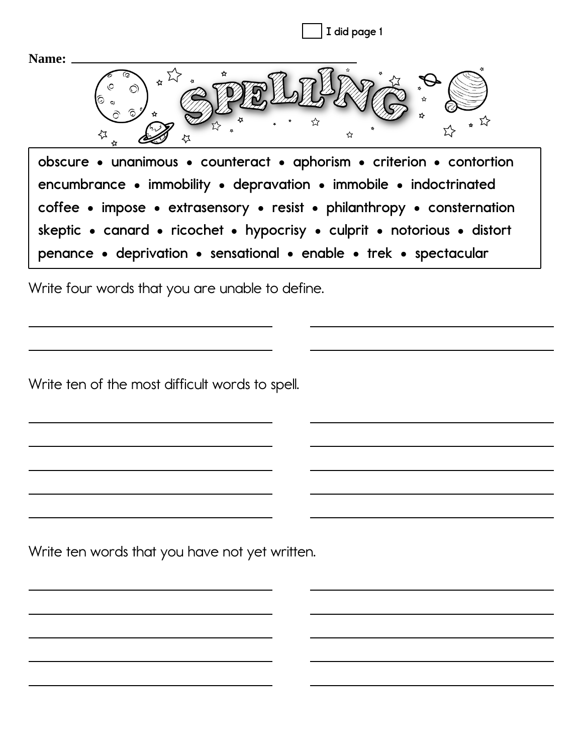☐ I did page 1

**Name:** ____________________________________

# SPELLING

obscure • unanimous • counteract • aphorism • criterion • contortion
encumbrance • immobility • depravation • immobile • indoctrinated
coffee • impose • extrasensory • resist • philanthropy • consternation
skeptic • canard • ricochet • hypocrisy • culprit • notorious • distort
penance • deprivation • sensational • enable • trek • spectacular

Write four words that you are unable to define.

______________________ ______________________

______________________ ______________________

Write ten of the most difficult words to spell.

______________________ ______________________

______________________ ______________________

______________________ ______________________

______________________ ______________________

______________________ ______________________

Write ten words that you have not yet written.

______________________ ______________________

______________________ ______________________

______________________ ______________________

______________________ ______________________

______________________ ______________________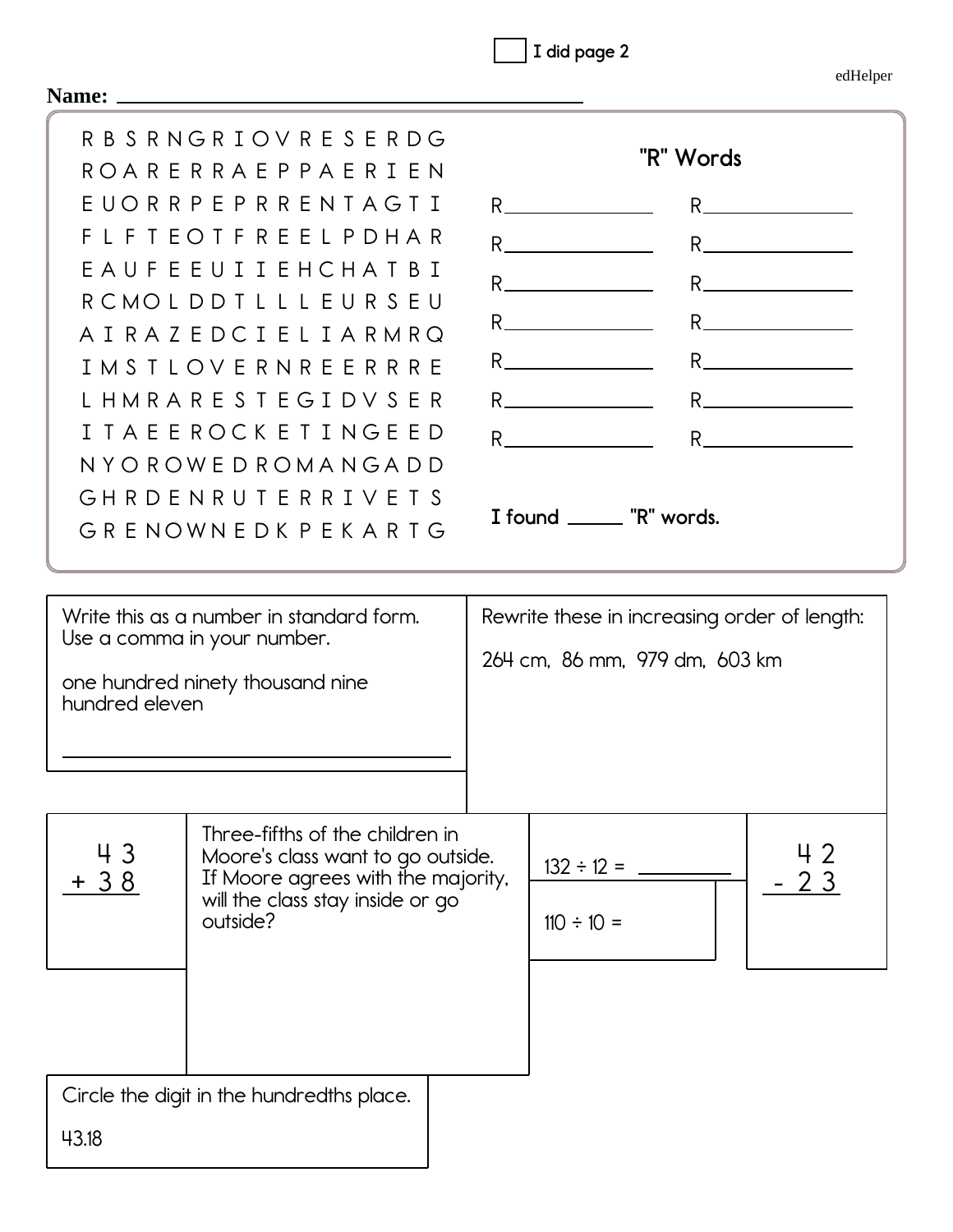☐ I did page 2

Name: ____________________

```
R B S R N G R I O V R E S E R D G
R O A R E R R A E P P A E R I E N
E U O R R P E P R R E N T A G T I
F L F T E O T F R E E L P D H A R
E A U F E E U I I E H C H A T B I
R C M O L D D T L L L E U R S E U
A I R A Z E D C I E L I A R M R Q
I M S T L O V E R N R E E R R R E
L H M R A R E S T E G I D V S E R
I T A E E R O C K E T I N G E E D
N Y O R O W E D R O M A N G A D D
G H R D E N R U T E R R I V E T S
G R E N O W N E D K P E K A R T G
```

## "R" Words

| | |
|---|---|
| R____________ | R____________ |
| R____________ | R____________ |
| R____________ | R____________ |
| R____________ | R____________ |
| R____________ | R____________ |
| R____________ | R____________ |
| R____________ | R____________ |

**I found _____ "R" words.**

---

Write this as a number in standard form. Use a comma in your number.

one hundred ninety thousand nine hundred eleven

____________________

---

Rewrite these in increasing order of length:

264 cm, 86 mm, 979 dm, 603 km

---

$$\begin{array}{r} 43 \\ +\ 38 \\ \hline \end{array}$$

---

Three-fifths of the children in Moore's class want to go outside. If Moore agrees with the majority, will the class stay inside or go outside?

---

132 ÷ 12 = ________

110 ÷ 10 =

---

$$\begin{array}{r} 42 \\ -\ 23 \\ \hline \end{array}$$

---

Circle the digit in the hundredths place.

43.18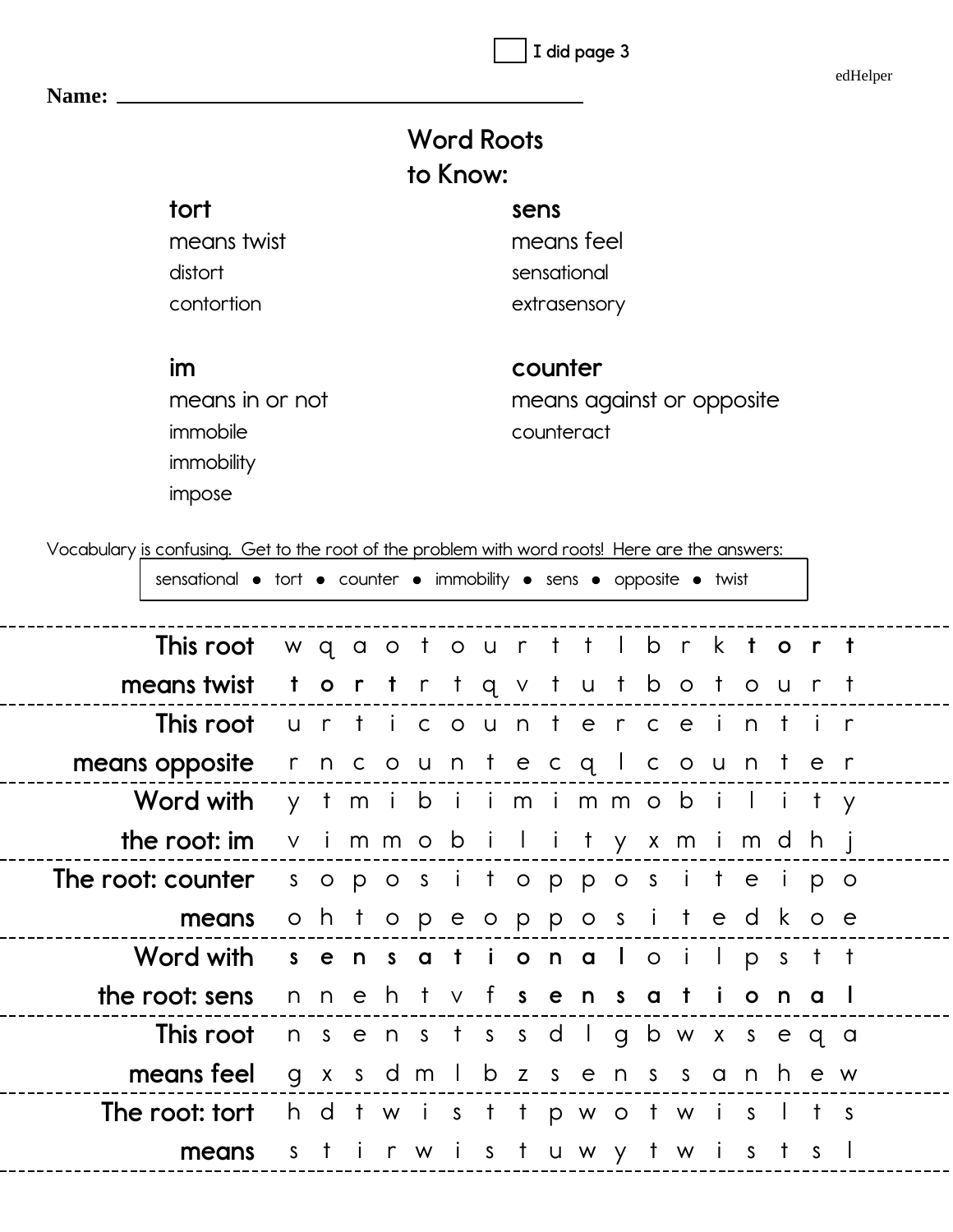- [ ] I did page 3

edHelper

**Name:** ______________________________

## Word Roots to Know:

**tort**
means twist
distort
contortion

**sens**
means feel
sensational
extrasensory

**im**
means in or not
immobile
immobility
impose

**counter**
means against or opposite
counteract

Vocabulary is confusing. Get to the root of the problem with word roots! Here are the answers:

sensational • tort • counter • immobility • sens • opposite • twist

| | |
|---|---|
| This root means twist | w q a o t o u r t t l b r k **t o r t**<br>**t o r t** r t q v t u t b o t o u r t |
| This root means opposite | u r t i c o u n t e r c e i n t i r<br>r n c o u n t e c q l c o u n t e r |
| Word with the root: im | y t m i b i i m i m m o b i l i t y<br>v i m m o b i l i t y x m i m d h j |
| The root: counter means | s o p o s i t o p p o s i t e i p o<br>o h t o p e o p p o s i t e d k o e |
| Word with the root: sens | **s e n s a t i o n a l** o i l p s t t<br>n n e h t v f **s e n s a t i o n a l** |
| This root means feel | n s e n s t s s d l g b w x s e q a<br>g x s d m l b z s e n s s a n h e w |
| The root: tort means | h d t w i s t t p w o t w i s l t s<br>s t i r w i s t u w y t w i s t s l |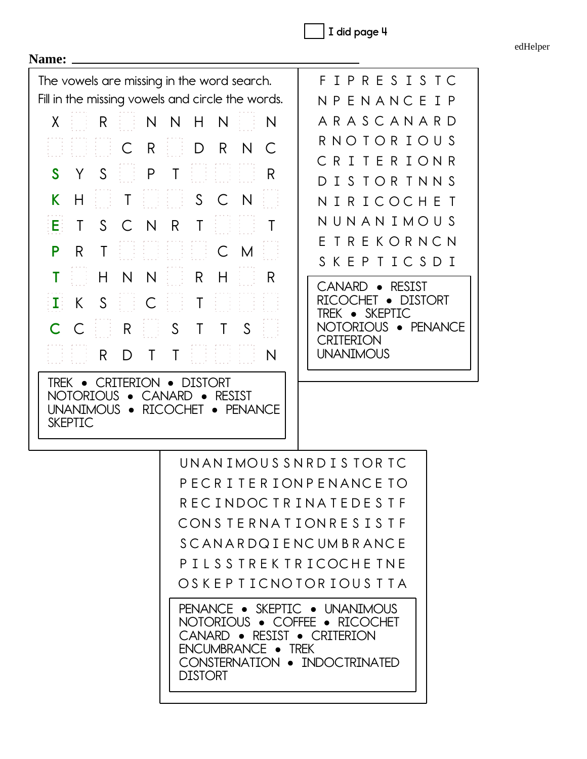☐ I did page 4

**Name:** ______________________________

The vowels are missing in the word search. Fill in the missing vowels and circle the words.

| | | | | | | | | | |
|---|---|---|---|---|---|---|---|---|---|
| X | | R | | N | N | H | N | | N |
| | | | C | R | | D | R | N | C |
| S | Y | S | | P | T | | | | R |
| K | H | | T | | | S | C | N | |
| E | T | S | C | N | R | T | | | T |
| P | R | T | | | | | C | M | |
| T | | H | N | N | | R | H | | R |
| I | K | S | | C | | T | | | |
| C | C | | R | | S | T | T | S | |
| | | R | D | T | T | | | | N |

TREK • CRITERION • DISTORT
NOTORIOUS • CANARD • RESIST
UNANIMOUS • RICOCHET • PENANCE
SKEPTIC

```
F I P R E S I S T C
N P E N A N C E I P
A R A S C A N A R D
R N O T O R I O U S
C R I T E R I O N R
D I S T O R T N N S
N I R I C O C H E T
N U N A N I M O U S
E T R E K O R N C N
S K E P T I C S D I
```

CANARD • RESIST
RICOCHET • DISTORT
TREK • SKEPTIC
NOTORIOUS • PENANCE
CRITERION
UNANIMOUS

```
U N A N I M O U S S N R D I S T O R T C
P E C R I T E R I O N P E N A N C E T O
R E C I N D O C T R I N A T E D E S T F
C O N S T E R N A T I O N R E S I S T F
S C A N A R D Q I E N C U M B R A N C E
P I L S S T R E K T R I C O C H E T N E
O S K E P T I C N O T O R I O U S T T A
```

PENANCE • SKEPTIC • UNANIMOUS
NOTORIOUS • COFFEE • RICOCHET
CANARD • RESIST • CRITERION
ENCUMBRANCE • TREK
CONSTERNATION • INDOCTRINATED
DISTORT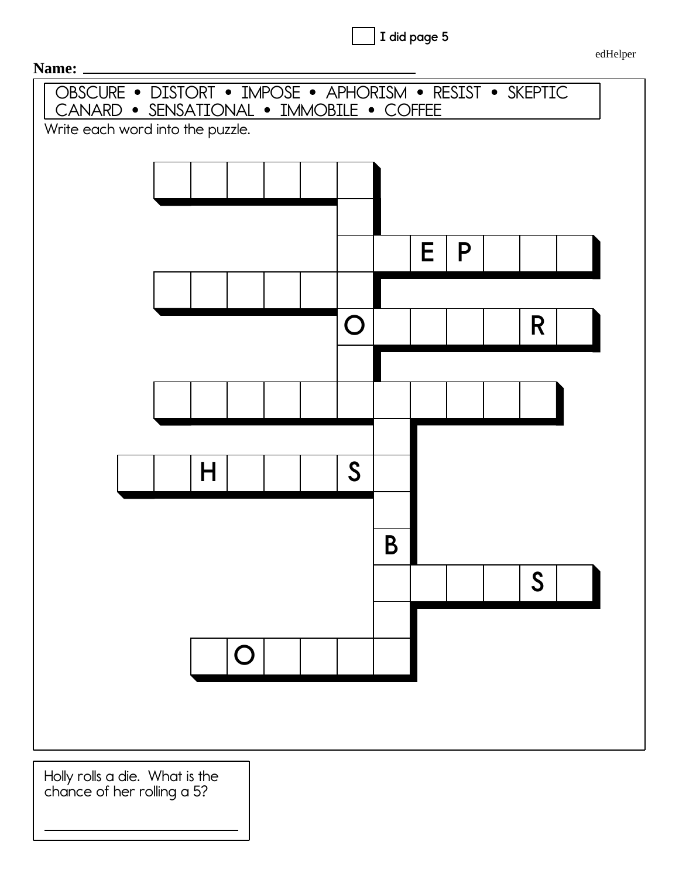- [ ] I did page 5

edHelper

**Name:** ______________________________

OBSCURE • DISTORT • IMPOSE • APHORISM • RESIST • SKEPTIC
CANARD • SENSATIONAL • IMMOBILE • COFFEE

Write each word into the puzzle.

Holly rolls a die. What is the chance of her rolling a 5?

______________________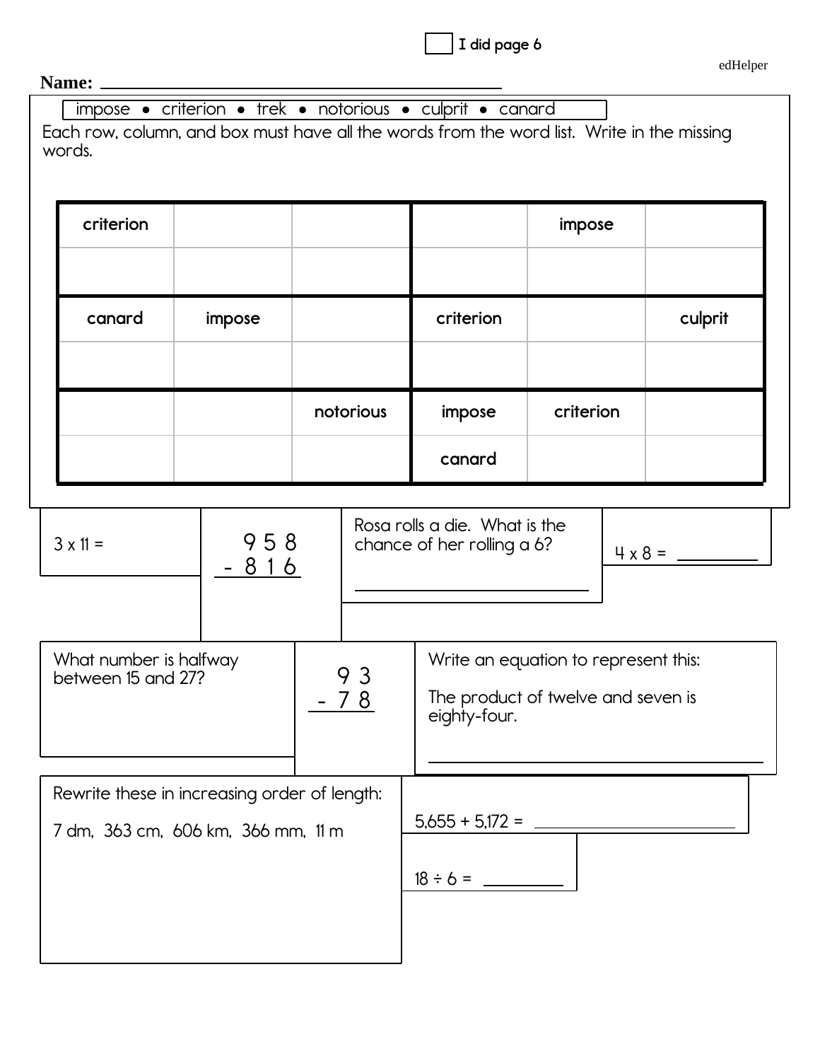I did page 6

**Name:** ____________________________________

impose • criterion • trek • notorious • culprit • canard

Each row, column, and box must have all the words from the word list. Write in the missing words.

| | | | | | |
|---|---|---|---|---|---|
| criterion | | | | impose | |
| | | | | | |
| canard | impose | | criterion | | culprit |
| | | | | | |
| | | notorious | impose | criterion | |
| | | | canard | | |

3 x 11 =

$$\begin{array}{r} 958 \\ -\ 816 \\ \hline \end{array}$$

Rosa rolls a die. What is the chance of her rolling a 6?

____________________

4 x 8 = ________

What number is halfway between 15 and 27?

$$\begin{array}{r} 93 \\ -\ 78 \\ \hline \end{array}$$

Write an equation to represent this:

The product of twelve and seven is eighty-four.

____________________________________

Rewrite these in increasing order of length:

7 dm, 363 cm, 606 km, 366 mm, 11 m

5,655 + 5,172 = ____________________

18 ÷ 6 = ________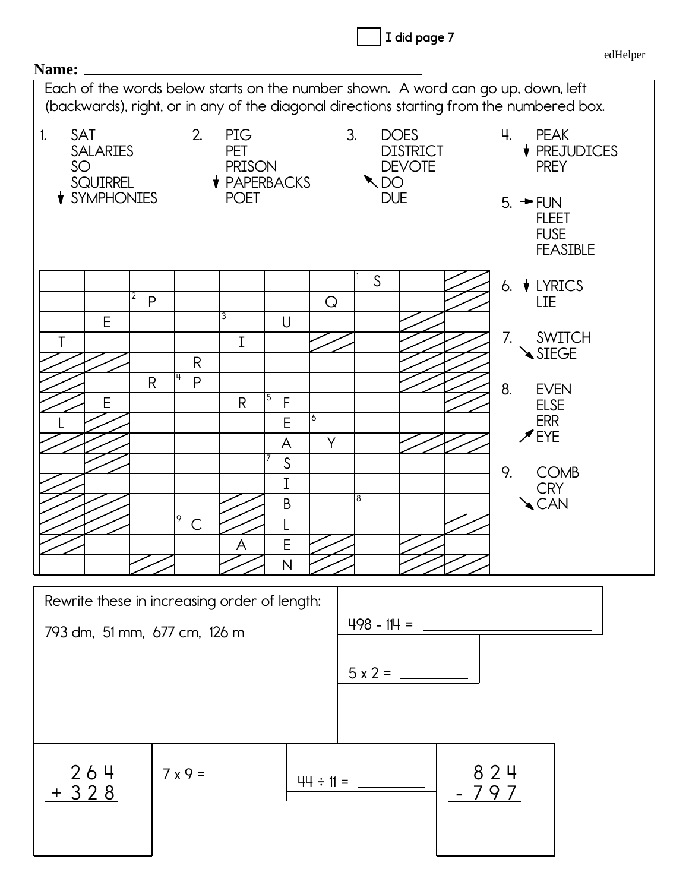I did page 7

Name: ______________________________

Each of the words below starts on the number shown. A word can go up, down, left (backwards), right, or in any of the diagonal directions starting from the numbered box.

1. SAT
   SALARIES
   SO
   SQUIRREL
   ↓ SYMPHONIES

2. PIG
   PET
   PRISON
   ↓ PAPERBACKS
   POET

3. DOES
   DISTRICT
   DEVOTE
   ↖ DO
   DUE

4. PEAK
   ↓ PREJUDICES
   PREY

5. → FUN
   FLEET
   FUSE
   FEASIBLE

6. ↓ LYRICS
   LIE

7. SWITCH
   ↘ SIEGE

8. EVEN
   ELSE
   ERR
   ↗ EYE

9. COMB
   CRY
   ↘ CAN

| | | | | | | | | | |
|---|---|---|---|---|---|---|---|---|---|
| | | | | | | | 1 S | | |
| | | 2 P | | | | Q | | | |
| | E | | | 3 | U | | | | |
| T | | | | I | | | | | |
| | | | R | | | | | | |
| | | R | 4 P | | | | | | |
| | E | | | R | 5 F | | | | |
| L | | | | | E | 6 | | | |
| | | | | | A | Y | | | |
| | | | | | 7 S | | | | |
| | | | | | I | | | | |
| | | | | | B | | 8 | | |
| | | | 9 C | | L | | | | |
| | | | | A | E | | | | |
| | | | | | N | | | | |

Rewrite these in increasing order of length:

793 dm, 51 mm, 677 cm, 126 m

498 - 114 = ________

5 x 2 = ________

```
  264
+ 328
```

7 x 9 =

44 ÷ 11 = ________

```
  824
- 797
```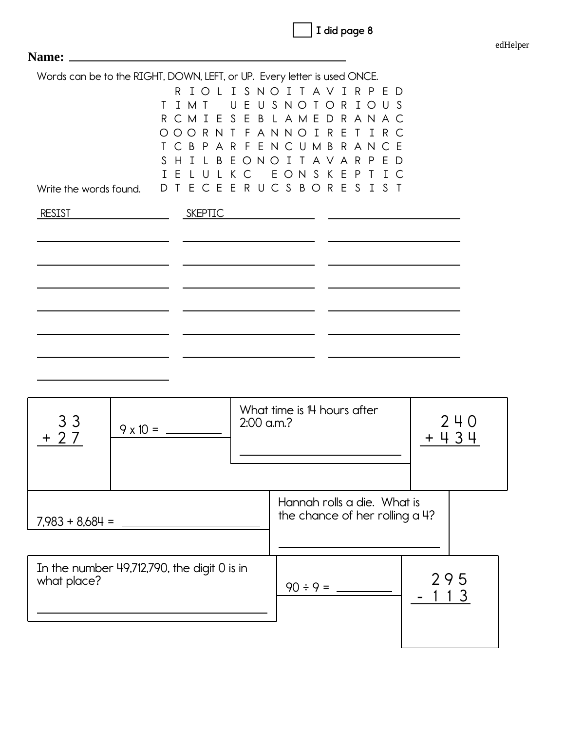☐ I did page 8

**Name:** ________________________________

Words can be to the RIGHT, DOWN, LEFT, or UP. Every letter is used ONCE.

```
  R I O L I S N O I T A V I R P E D
T I M T   U E U S N O T O R I O U S
R C M I E S E B L A M E D R A N A C
O O O R N T F A N N O I R E T I R C
T C B P A R F E N C U M B R A N C E
S H I L B E O N O I T A V A R P E D
I E L U L K C   E O N S K E P T I C
D T E C E E R U C S B O R E S I S T
```

Write the words found.

| | | |
|---|---|---|
| RESIST | SKEPTIC | ______ |
| ______ | ______ | ______ |
| ______ | ______ | ______ |
| ______ | ______ | ______ |
| ______ | ______ | ______ |
| ______ | ______ | ______ |
| ______ | ______ | ______ |
| ______ | | |

$$\begin{array}{r} 33 \\ +\ 27 \\ \hline \end{array}$$

$9 \times 10 =$ ________

What time is 14 hours after 2:00 a.m.?

________________________

$$\begin{array}{r} 240 \\ +\ 434 \\ \hline \end{array}$$

$7{,}983 + 8{,}684 =$ ________________

Hannah rolls a die. What is the chance of her rolling a 4?

________________________

In the number 49,712,790, the digit 0 is in what place?

________________________

$90 \div 9 =$ ________

$$\begin{array}{r} 295 \\ -\ 113 \\ \hline \end{array}$$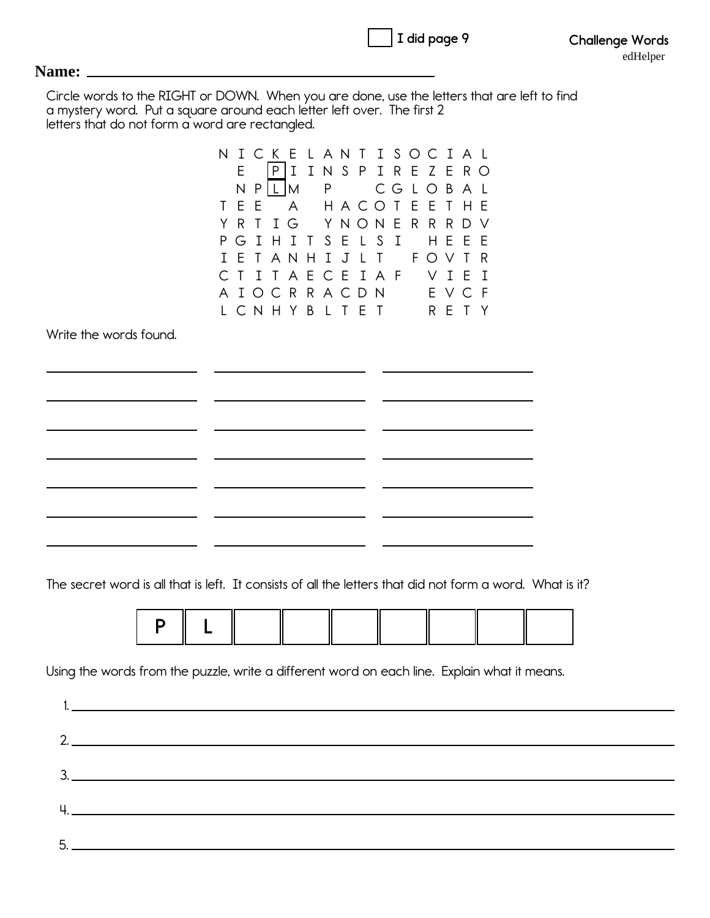I did page 9

**Challenge Words**

edHelper

**Name:** ____________________________________

Circle words to the RIGHT or DOWN. When you are done, use the letters that are left to find a mystery word. Put a square around each letter left over. The first 2 letters that do not form a word are rectangled.

```
N I C K E L A N T I S O C I A L
  E   P I I N S P I R E Z E R O
  N P L M   P     C G L O B A L
T E E   A   H A C O T E E T H E
Y R T I G   Y N O N E R R R D V
P G I H I T S E L S I   H E E E
I E T A N H I J L T   F O V T R
C T I T A E C E I A F   V I E I
A I O C R R A C D N     E V C F
L C N H Y B L T E T     R E T Y
```

Write the words found.

________________ ________________ ________________

________________ ________________ ________________

________________ ________________ ________________

________________ ________________ ________________

________________ ________________ ________________

________________ ________________ ________________

________________ ________________ ________________

The secret word is all that is left. It consists of all the letters that did not form a word. What is it?

| P | L | | | | | | | |
|---|---|---|---|---|---|---|---|---|

Using the words from the puzzle, write a different word on each line. Explain what it means.

1. ____________________________________________________________

2. ____________________________________________________________

3. ____________________________________________________________

4. ____________________________________________________________

5. ____________________________________________________________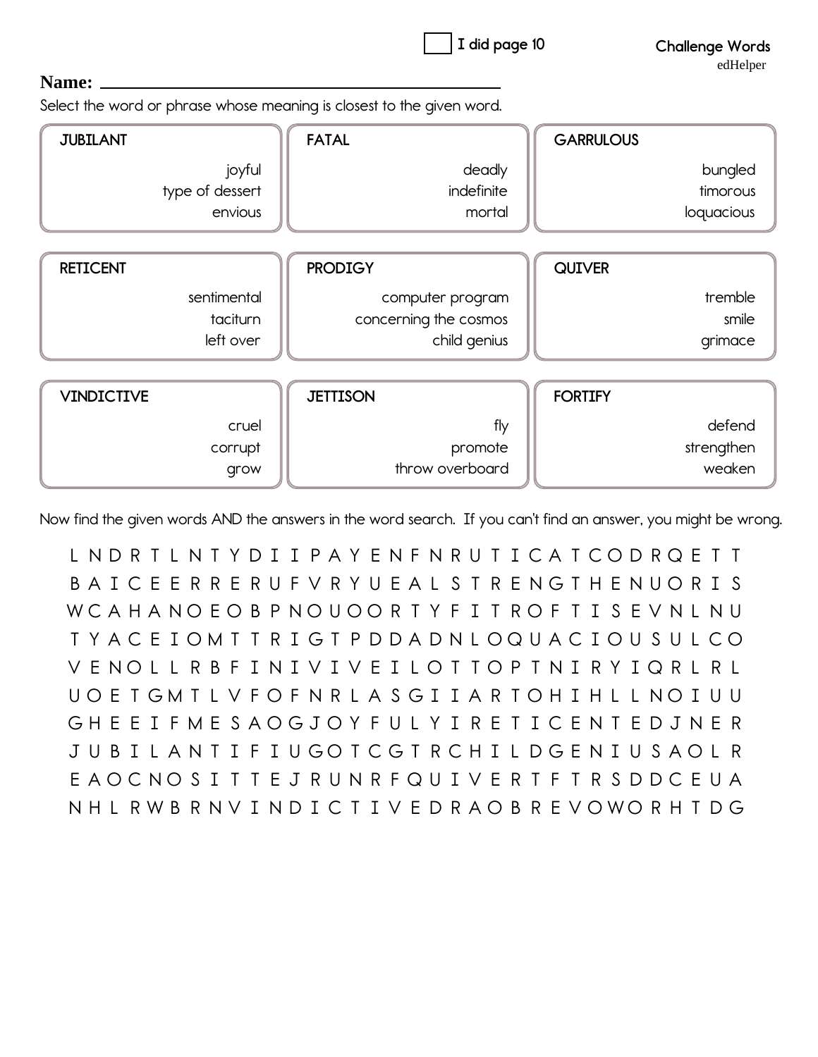☐ I did page 10

**Challenge Words**
edHelper

**Name:** ______________________________

Select the word or phrase whose meaning is closest to the given word.

| | | |
|---|---|---|
| **JUBILANT**<br>joyful<br>type of dessert<br>envious | **FATAL**<br>deadly<br>indefinite<br>mortal | **GARRULOUS**<br>bungled<br>timorous<br>loquacious |
| **RETICENT**<br>sentimental<br>taciturn<br>left over | **PRODIGY**<br>computer program<br>concerning the cosmos<br>child genius | **QUIVER**<br>tremble<br>smile<br>grimace |
| **VINDICTIVE**<br>cruel<br>corrupt<br>grow | **JETTISON**<br>fly<br>promote<br>throw overboard | **FORTIFY**<br>defend<br>strengthen<br>weaken |

Now find the given words AND the answers in the word search. If you can't find an answer, you might be wrong.

```
L N D R T L N T Y D I I P A Y E N F N R U T I C A T C O D R Q E T T
B A I C E E R R E R U F V R Y U E A L S T R E N G T H E N U O R I S
W C A H A N O E O B P N O U O O R T Y F I T R O F T I S E V N L N U
T Y A C E I O M T T R I G T P D D A D N L O Q U A C I O U S U L C O
V E N O L L R B F I N I V I V E I L O T T O P T N I R Y I Q R L R L
U O E T G M T L V F O F N R L A S G I I A R T O H I H L L N O I U U
G H E E I F M E S A O G J O Y F U L Y I R E T I C E N T E D J N E R
J U B I L A N T I F I U G O T C G T R C H I L D G E N I U S A O L R
E A O C N O S I T T E J R U N R F Q U I V E R T F T R S D D C E U A
N H L R W B R N V I N D I C T I V E D R A O B R E V O W O R H T D G
```